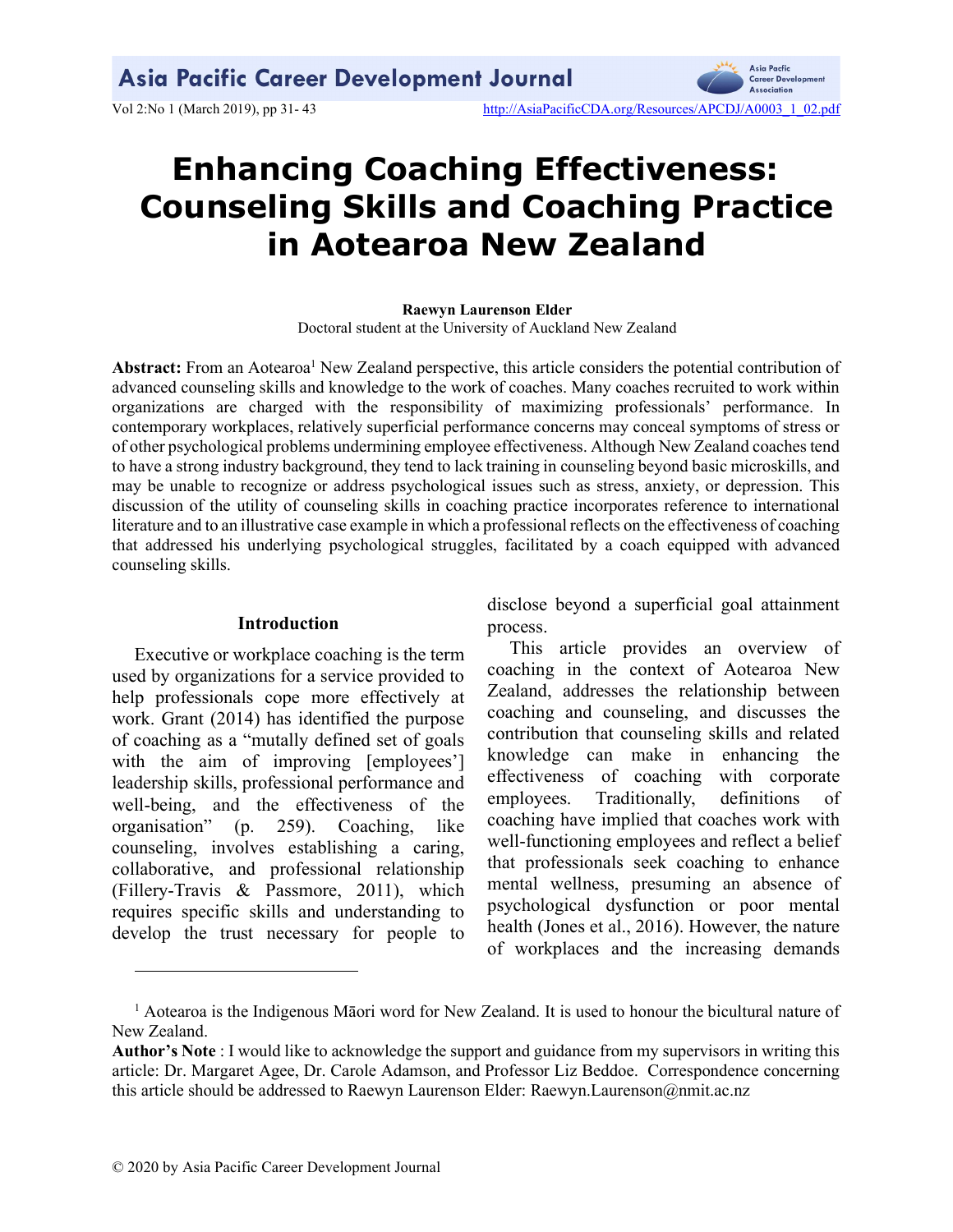# Enhancing Coaching Effectiveness: Counseling Skills and Coaching Practice in Aotearoa New Zealand

**Raewyn Laurenson Elder**

Doctoral student at the University of Auckland New Zealand

**Abstract:** From an Aotearoa[1] New Zealand perspective, this article considers the potential contribution of advanced counseling skills and knowledge to the work of coaches. Many coaches recruited to work within organizations are charged with the responsibility of maximizing professionals' performance. In contemporary workplaces, relatively superficial performance concerns may conceal symptoms of stress or of other psychological problems undermining employee effectiveness. Although New Zealand coaches tend to have a strong industry background, they tend to lack training in counseling beyond basic microskills, and may be unable to recognize or address psychological issues such as stress, anxiety, or depression. This discussion of the utility of counseling skills in coaching practice incorporates reference to international literature and to an illustrative case example in which a professional reflects on the effectiveness of coaching that addressed his underlying psychological struggles, facilitated by a coach equipped with advanced counseling skills.

## Introduction

Executive or workplace coaching is the term used by organizations for a service provided to help professionals cope more effectively at work. Grant (2014) has identified the purpose of coaching as a "mutally defined set of goals with the aim of improving [employees'] leadership skills, professional performance and well-being, and the effectiveness of the organisation" (p. 259). Coaching, like counseling, involves establishing a caring, collaborative, and professional relationship (Fillery-Travis & Passmore, 2011), which requires specific skills and understanding to develop the trust necessary for people to disclose beyond a superficial goal attainment process.

This article provides an overview of coaching in the context of Aotearoa New Zealand, addresses the relationship between coaching and counseling, and discusses the contribution that counseling skills and related knowledge can make in enhancing the effectiveness of coaching with corporate employees. Traditionally, definitions of coaching have implied that coaches work with well-functioning employees and reflect a belief that professionals seek coaching to enhance mental wellness, presuming an absence of psychological dysfunction or poor mental health (Jones et al., 2016). However, the nature of workplaces and the increasing demands

---

[1] Aotearoa is the Indigenous Māori word for New Zealand. It is used to honour the bicultural nature of New Zealand.

**Author's Note** : I would like to acknowledge the support and guidance from my supervisors in writing this article: Dr. Margaret Agee, Dr. Carole Adamson, and Professor Liz Beddoe. Correspondence concerning this article should be addressed to Raewyn Laurenson Elder: Raewyn.Laurenson@nmit.ac.nz

© 2020 by Asia Pacific Career Development Journal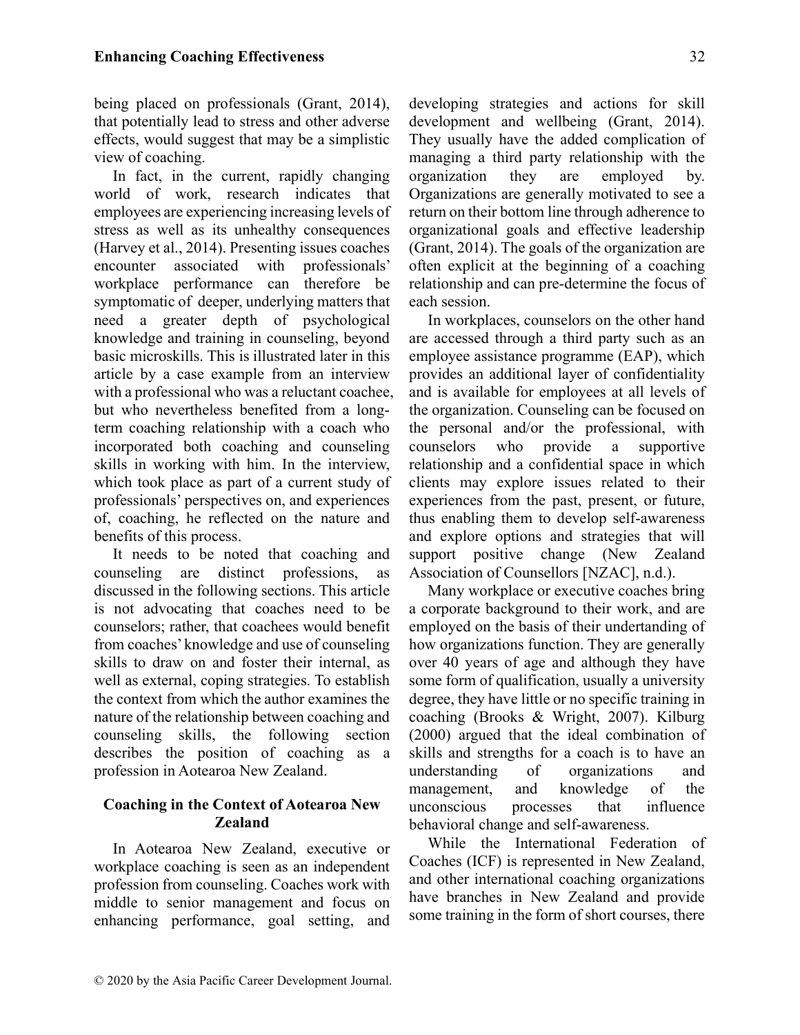being placed on professionals (Grant, 2014), that potentially lead to stress and other adverse effects, would suggest that may be a simplistic view of coaching.

In fact, in the current, rapidly changing world of work, research indicates that employees are experiencing increasing levels of stress as well as its unhealthy consequences (Harvey et al., 2014). Presenting issues coaches encounter associated with professionals' workplace performance can therefore be symptomatic of deeper, underlying matters that need a greater depth of psychological knowledge and training in counseling, beyond basic microskills. This is illustrated later in this article by a case example from an interview with a professional who was a reluctant coachee, but who nevertheless benefited from a long-term coaching relationship with a coach who incorporated both coaching and counseling skills in working with him. In the interview, which took place as part of a current study of professionals' perspectives on, and experiences of, coaching, he reflected on the nature and benefits of this process.

It needs to be noted that coaching and counseling are distinct professions, as discussed in the following sections. This article is not advocating that coaches need to be counselors; rather, that coachees would benefit from coaches' knowledge and use of counseling skills to draw on and foster their internal, as well as external, coping strategies. To establish the context from which the author examines the nature of the relationship between coaching and counseling skills, the following section describes the position of coaching as a profession in Aotearoa New Zealand.

## Coaching in the Context of Aotearoa New Zealand

In Aotearoa New Zealand, executive or workplace coaching is seen as an independent profession from counseling. Coaches work with middle to senior management and focus on enhancing performance, goal setting, and developing strategies and actions for skill development and wellbeing (Grant, 2014). They usually have the added complication of managing a third party relationship with the organization they are employed by. Organizations are generally motivated to see a return on their bottom line through adherence to organizational goals and effective leadership (Grant, 2014). The goals of the organization are often explicit at the beginning of a coaching relationship and can pre-determine the focus of each session.

In workplaces, counselors on the other hand are accessed through a third party such as an employee assistance programme (EAP), which provides an additional layer of confidentiality and is available for employees at all levels of the organization. Counseling can be focused on the personal and/or the professional, with counselors who provide a supportive relationship and a confidential space in which clients may explore issues related to their experiences from the past, present, or future, thus enabling them to develop self-awareness and explore options and strategies that will support positive change (New Zealand Association of Counsellors [NZAC], n.d.).

Many workplace or executive coaches bring a corporate background to their work, and are employed on the basis of their undertanding of how organizations function. They are generally over 40 years of age and although they have some form of qualification, usually a university degree, they have little or no specific training in coaching (Brooks & Wright, 2007). Kilburg (2000) argued that the ideal combination of skills and strengths for a coach is to have an understanding of organizations and management, and knowledge of the unconscious processes that influence behavioral change and self-awareness.

While the International Federation of Coaches (ICF) is represented in New Zealand, and other international coaching organizations have branches in New Zealand and provide some training in the form of short courses, there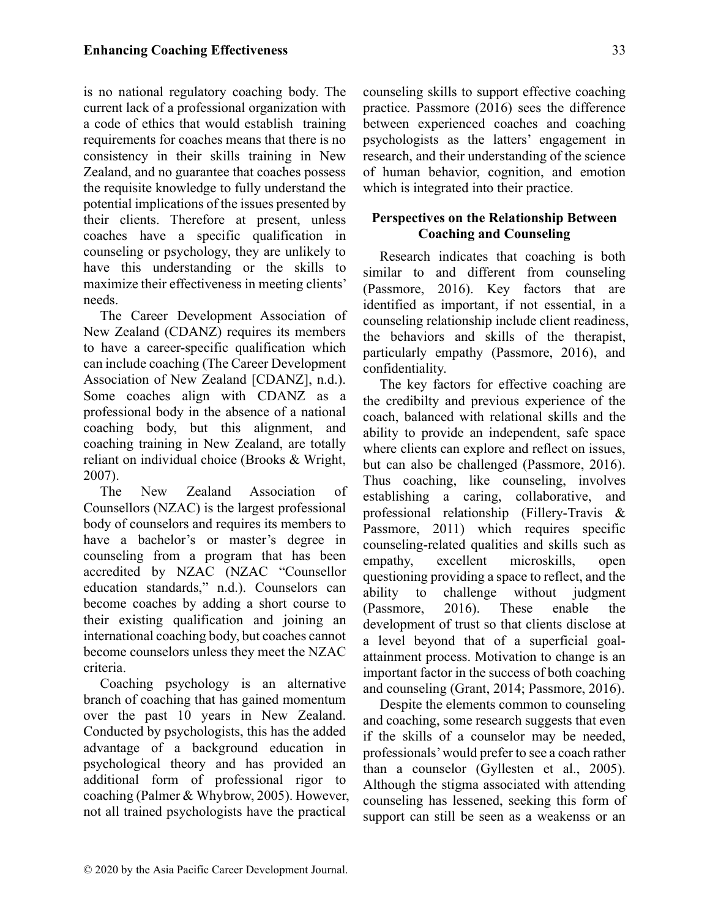is no national regulatory coaching body. The current lack of a professional organization with a code of ethics that would establish training requirements for coaches means that there is no consistency in their skills training in New Zealand, and no guarantee that coaches possess the requisite knowledge to fully understand the potential implications of the issues presented by their clients. Therefore at present, unless coaches have a specific qualification in counseling or psychology, they are unlikely to have this understanding or the skills to maximize their effectiveness in meeting clients' needs.

The Career Development Association of New Zealand (CDANZ) requires its members to have a career-specific qualification which can include coaching (The Career Development Association of New Zealand [CDANZ], n.d.). Some coaches align with CDANZ as a professional body in the absence of a national coaching body, but this alignment, and coaching training in New Zealand, are totally reliant on individual choice (Brooks & Wright, 2007).

The New Zealand Association of Counsellors (NZAC) is the largest professional body of counselors and requires its members to have a bachelor's or master's degree in counseling from a program that has been accredited by NZAC (NZAC "Counsellor education standards," n.d.). Counselors can become coaches by adding a short course to their existing qualification and joining an international coaching body, but coaches cannot become counselors unless they meet the NZAC criteria.

Coaching psychology is an alternative branch of coaching that has gained momentum over the past 10 years in New Zealand. Conducted by psychologists, this has the added advantage of a background education in psychological theory and has provided an additional form of professional rigor to coaching (Palmer & Whybrow, 2005). However, not all trained psychologists have the practical counseling skills to support effective coaching practice. Passmore (2016) sees the difference between experienced coaches and coaching psychologists as the latters' engagement in research, and their understanding of the science of human behavior, cognition, and emotion which is integrated into their practice.

## Perspectives on the Relationship Between Coaching and Counseling

Research indicates that coaching is both similar to and different from counseling (Passmore, 2016). Key factors that are identified as important, if not essential, in a counseling relationship include client readiness, the behaviors and skills of the therapist, particularly empathy (Passmore, 2016), and confidentiality.

The key factors for effective coaching are the credibilty and previous experience of the coach, balanced with relational skills and the ability to provide an independent, safe space where clients can explore and reflect on issues, but can also be challenged (Passmore, 2016). Thus coaching, like counseling, involves establishing a caring, collaborative, and professional relationship (Fillery-Travis & Passmore, 2011) which requires specific counseling-related qualities and skills such as empathy, excellent microskills, open questioning providing a space to reflect, and the ability to challenge without judgment (Passmore, 2016). These enable the development of trust so that clients disclose at a level beyond that of a superficial goal-attainment process. Motivation to change is an important factor in the success of both coaching and counseling (Grant, 2014; Passmore, 2016).

Despite the elements common to counseling and coaching, some research suggests that even if the skills of a counselor may be needed, professionals' would prefer to see a coach rather than a counselor (Gyllesten et al., 2005). Although the stigma associated with attending counseling has lessened, seeking this form of support can still be seen as a weakenss or an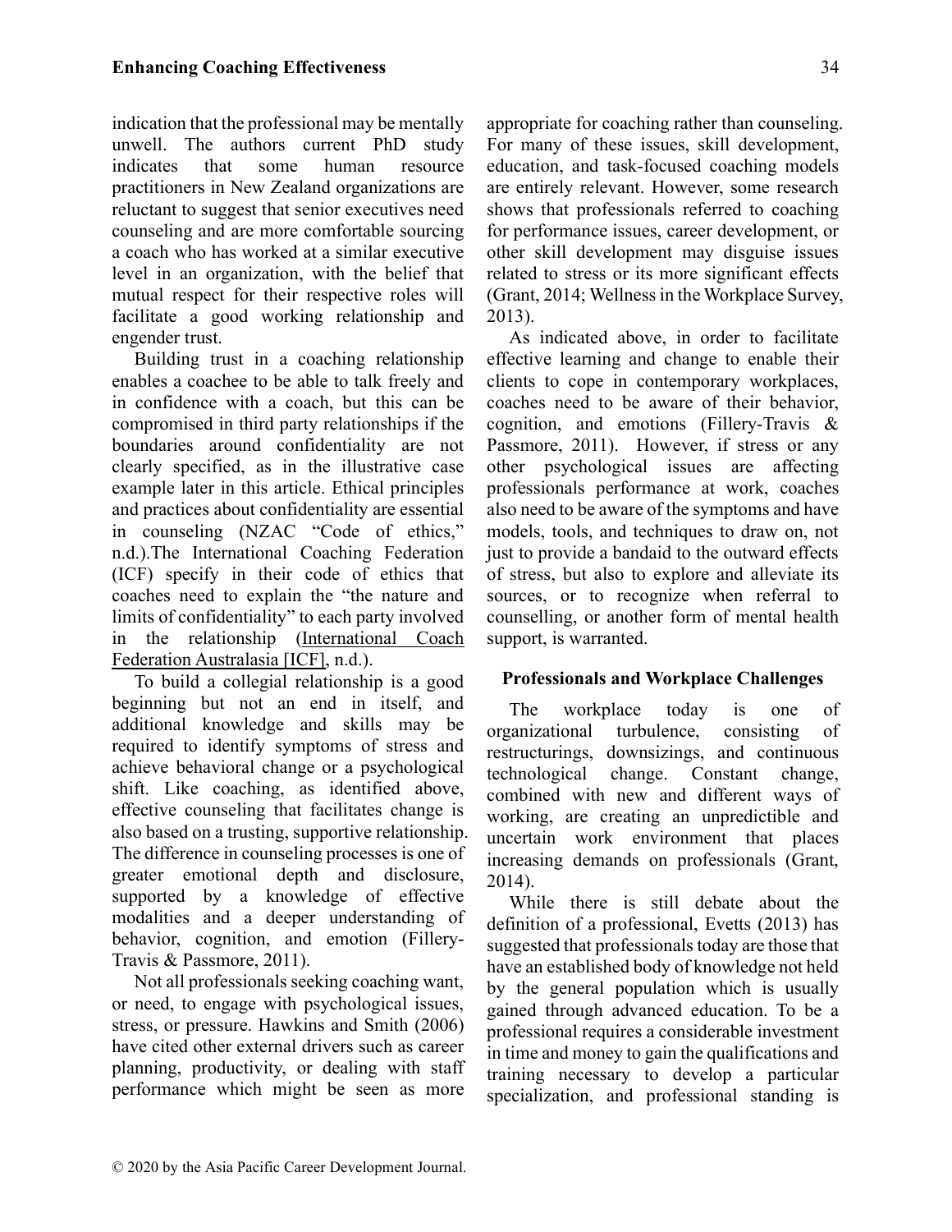indication that the professional may be mentally unwell. The authors current PhD study indicates that some human resource practitioners in New Zealand organizations are reluctant to suggest that senior executives need counseling and are more comfortable sourcing a coach who has worked at a similar executive level in an organization, with the belief that mutual respect for their respective roles will facilitate a good working relationship and engender trust.

Building trust in a coaching relationship enables a coachee to be able to talk freely and in confidence with a coach, but this can be compromised in third party relationships if the boundaries around confidentiality are not clearly specified, as in the illustrative case example later in this article. Ethical principles and practices about confidentiality are essential in counseling (NZAC "Code of ethics," n.d.).The International Coaching Federation (ICF) specify in their code of ethics that coaches need to explain the "the nature and limits of confidentiality" to each party involved in the relationship (International Coach Federation Australasia [ICF], n.d.).

To build a collegial relationship is a good beginning but not an end in itself, and additional knowledge and skills may be required to identify symptoms of stress and achieve behavioral change or a psychological shift. Like coaching, as identified above, effective counseling that facilitates change is also based on a trusting, supportive relationship. The difference in counseling processes is one of greater emotional depth and disclosure, supported by a knowledge of effective modalities and a deeper understanding of behavior, cognition, and emotion (Fillery-Travis & Passmore, 2011).

Not all professionals seeking coaching want, or need, to engage with psychological issues, stress, or pressure. Hawkins and Smith (2006) have cited other external drivers such as career planning, productivity, or dealing with staff performance which might be seen as more appropriate for coaching rather than counseling. For many of these issues, skill development, education, and task-focused coaching models are entirely relevant. However, some research shows that professionals referred to coaching for performance issues, career development, or other skill development may disguise issues related to stress or its more significant effects (Grant, 2014; Wellness in the Workplace Survey, 2013).

As indicated above, in order to facilitate effective learning and change to enable their clients to cope in contemporary workplaces, coaches need to be aware of their behavior, cognition, and emotions (Fillery-Travis & Passmore, 2011). However, if stress or any other psychological issues are affecting professionals performance at work, coaches also need to be aware of the symptoms and have models, tools, and techniques to draw on, not just to provide a bandaid to the outward effects of stress, but also to explore and alleviate its sources, or to recognize when referral to counselling, or another form of mental health support, is warranted.

## Professionals and Workplace Challenges

The workplace today is one of organizational turbulence, consisting of restructurings, downsizings, and continuous technological change. Constant change, combined with new and different ways of working, are creating an unpredictible and uncertain work environment that places increasing demands on professionals (Grant, 2014).

While there is still debate about the definition of a professional, Evetts (2013) has suggested that professionals today are those that have an established body of knowledge not held by the general population which is usually gained through advanced education. To be a professional requires a considerable investment in time and money to gain the qualifications and training necessary to develop a particular specialization, and professional standing is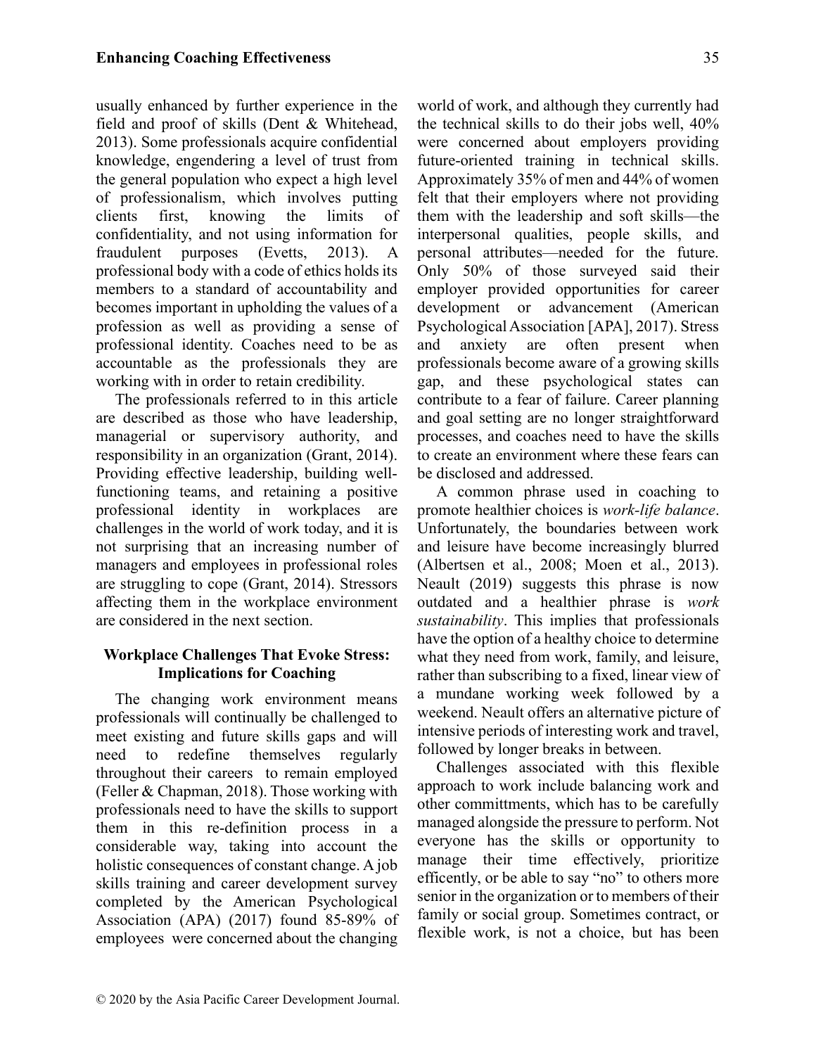usually enhanced by further experience in the field and proof of skills (Dent & Whitehead, 2013). Some professionals acquire confidential knowledge, engendering a level of trust from the general population who expect a high level of professionalism, which involves putting clients first, knowing the limits of confidentiality, and not using information for fraudulent purposes (Evetts, 2013). A professional body with a code of ethics holds its members to a standard of accountability and becomes important in upholding the values of a profession as well as providing a sense of professional identity. Coaches need to be as accountable as the professionals they are working with in order to retain credibility.

The professionals referred to in this article are described as those who have leadership, managerial or supervisory authority, and responsibility in an organization (Grant, 2014). Providing effective leadership, building well-functioning teams, and retaining a positive professional identity in workplaces are challenges in the world of work today, and it is not surprising that an increasing number of managers and employees in professional roles are struggling to cope (Grant, 2014). Stressors affecting them in the workplace environment are considered in the next section.

## Workplace Challenges That Evoke Stress: Implications for Coaching

The changing work environment means professionals will continually be challenged to meet existing and future skills gaps and will need to redefine themselves regularly throughout their careers to remain employed (Feller & Chapman, 2018). Those working with professionals need to have the skills to support them in this re-definition process in a considerable way, taking into account the holistic consequences of constant change. A job skills training and career development survey completed by the American Psychological Association (APA) (2017) found 85-89% of employees were concerned about the changing world of work, and although they currently had the technical skills to do their jobs well, 40% were concerned about employers providing future-oriented training in technical skills. Approximately 35% of men and 44% of women felt that their employers where not providing them with the leadership and soft skills—the interpersonal qualities, people skills, and personal attributes—needed for the future. Only 50% of those surveyed said their employer provided opportunities for career development or advancement (American Psychological Association [APA], 2017). Stress and anxiety are often present when professionals become aware of a growing skills gap, and these psychological states can contribute to a fear of failure. Career planning and goal setting are no longer straightforward processes, and coaches need to have the skills to create an environment where these fears can be disclosed and addressed.

A common phrase used in coaching to promote healthier choices is *work-life balance*. Unfortunately, the boundaries between work and leisure have become increasingly blurred (Albertsen et al., 2008; Moen et al., 2013). Neault (2019) suggests this phrase is now outdated and a healthier phrase is *work sustainability*. This implies that professionals have the option of a healthy choice to determine what they need from work, family, and leisure, rather than subscribing to a fixed, linear view of a mundane working week followed by a weekend. Neault offers an alternative picture of intensive periods of interesting work and travel, followed by longer breaks in between.

Challenges associated with this flexible approach to work include balancing work and other committments, which has to be carefully managed alongside the pressure to perform. Not everyone has the skills or opportunity to manage their time effectively, prioritize efficently, or be able to say "no" to others more senior in the organization or to members of their family or social group. Sometimes contract, or flexible work, is not a choice, but has been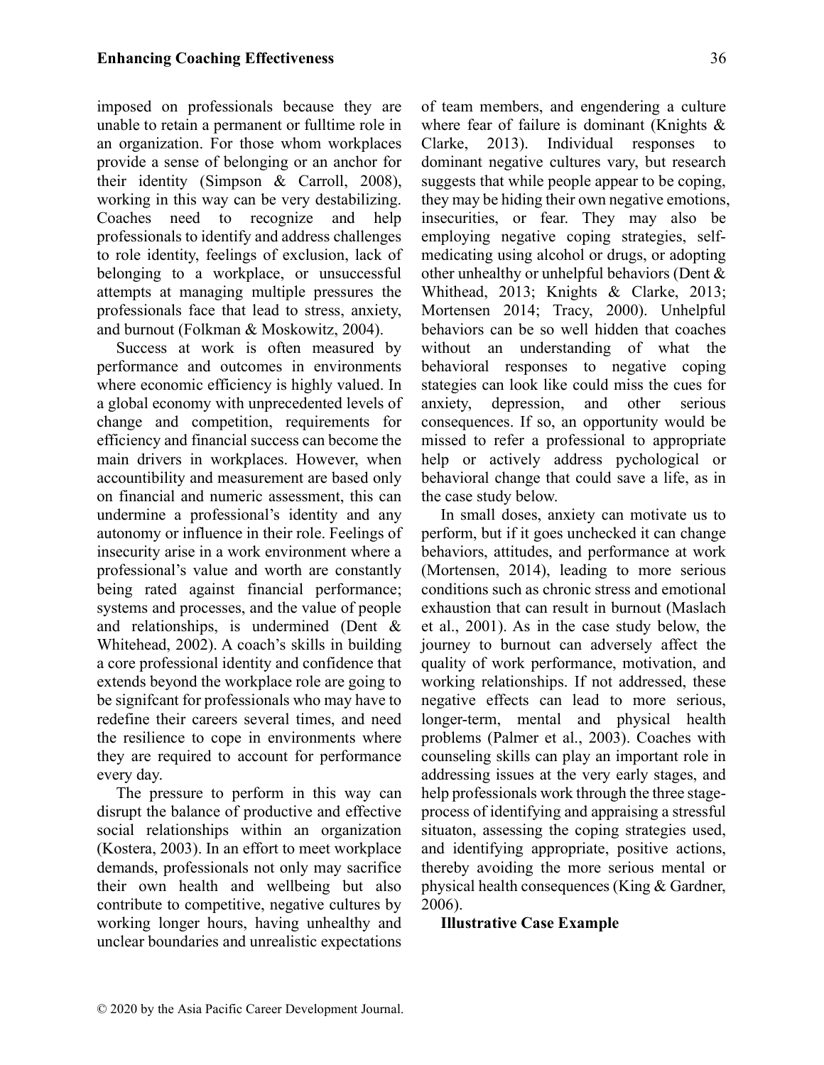imposed on professionals because they are unable to retain a permanent or fulltime role in an organization. For those whom workplaces provide a sense of belonging or an anchor for their identity (Simpson & Carroll, 2008), working in this way can be very destabilizing. Coaches need to recognize and help professionals to identify and address challenges to role identity, feelings of exclusion, lack of belonging to a workplace, or unsuccessful attempts at managing multiple pressures the professionals face that lead to stress, anxiety, and burnout (Folkman & Moskowitz, 2004).

Success at work is often measured by performance and outcomes in environments where economic efficiency is highly valued. In a global economy with unprecedented levels of change and competition, requirements for efficiency and financial success can become the main drivers in workplaces. However, when accountibility and measurement are based only on financial and numeric assessment, this can undermine a professional's identity and any autonomy or influence in their role. Feelings of insecurity arise in a work environment where a professional's value and worth are constantly being rated against financial performance; systems and processes, and the value of people and relationships, is undermined (Dent & Whitehead, 2002). A coach's skills in building a core professional identity and confidence that extends beyond the workplace role are going to be signifcant for professionals who may have to redefine their careers several times, and need the resilience to cope in environments where they are required to account for performance every day.

The pressure to perform in this way can disrupt the balance of productive and effective social relationships within an organization (Kostera, 2003). In an effort to meet workplace demands, professionals not only may sacrifice their own health and wellbeing but also contribute to competitive, negative cultures by working longer hours, having unhealthy and unclear boundaries and unrealistic expectations of team members, and engendering a culture where fear of failure is dominant (Knights & Clarke, 2013). Individual responses to dominant negative cultures vary, but research suggests that while people appear to be coping, they may be hiding their own negative emotions, insecurities, or fear. They may also be employing negative coping strategies, self-medicating using alcohol or drugs, or adopting other unhealthy or unhelpful behaviors (Dent & Whithead, 2013; Knights & Clarke, 2013; Mortensen 2014; Tracy, 2000). Unhelpful behaviors can be so well hidden that coaches without an understanding of what the behavioral responses to negative coping stategies can look like could miss the cues for anxiety, depression, and other serious consequences. If so, an opportunity would be missed to refer a professional to appropriate help or actively address pychological or behavioral change that could save a life, as in the case study below.

In small doses, anxiety can motivate us to perform, but if it goes unchecked it can change behaviors, attitudes, and performance at work (Mortensen, 2014), leading to more serious conditions such as chronic stress and emotional exhaustion that can result in burnout (Maslach et al., 2001). As in the case study below, the journey to burnout can adversely affect the quality of work performance, motivation, and working relationships. If not addressed, these negative effects can lead to more serious, longer-term, mental and physical health problems (Palmer et al., 2003). Coaches with counseling skills can play an important role in addressing issues at the very early stages, and help professionals work through the three stage-process of identifying and appraising a stressful situaton, assessing the coping strategies used, and identifying appropriate, positive actions, thereby avoiding the more serious mental or physical health consequences (King & Gardner, 2006).

**Illustrative Case Example**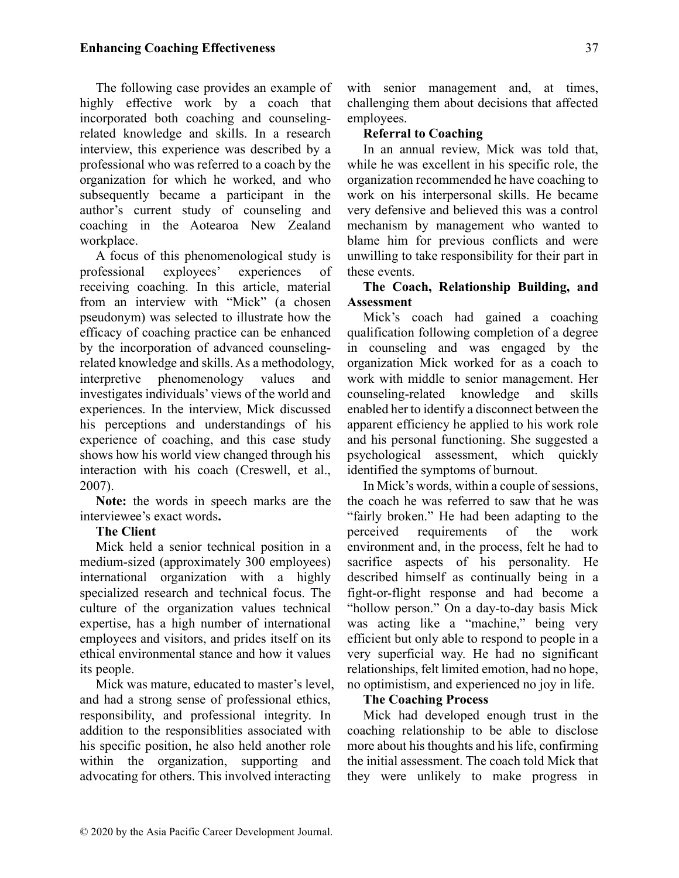The following case provides an example of highly effective work by a coach that incorporated both coaching and counseling-related knowledge and skills. In a research interview, this experience was described by a professional who was referred to a coach by the organization for which he worked, and who subsequently became a participant in the author's current study of counseling and coaching in the Aotearoa New Zealand workplace.

A focus of this phenomenological study is professional exployees' experiences of receiving coaching. In this article, material from an interview with "Mick" (a chosen pseudonym) was selected to illustrate how the efficacy of coaching practice can be enhanced by the incorporation of advanced counseling-related knowledge and skills. As a methodology, interpretive phenomenology values and investigates individuals' views of the world and experiences. In the interview, Mick discussed his perceptions and understandings of his experience of coaching, and this case study shows how his world view changed through his interaction with his coach (Creswell, et al., 2007).

**Note:** the words in speech marks are the interviewee's exact words**.**

**The Client**

Mick held a senior technical position in a medium-sized (approximately 300 employees) international organization with a highly specialized research and technical focus. The culture of the organization values technical expertise, has a high number of international employees and visitors, and prides itself on its ethical environmental stance and how it values its people.

Mick was mature, educated to master's level, and had a strong sense of professional ethics, responsibility, and professional integrity. In addition to the responsiblities associated with his specific position, he also held another role within the organization, supporting and advocating for others. This involved interacting with senior management and, at times, challenging them about decisions that affected employees.

**Referral to Coaching**

In an annual review, Mick was told that, while he was excellent in his specific role, the organization recommended he have coaching to work on his interpersonal skills. He became very defensive and believed this was a control mechanism by management who wanted to blame him for previous conflicts and were unwilling to take responsibility for their part in these events.

**The Coach, Relationship Building, and Assessment**

Mick's coach had gained a coaching qualification following completion of a degree in counseling and was engaged by the organization Mick worked for as a coach to work with middle to senior management. Her counseling-related knowledge and skills enabled her to identify a disconnect between the apparent efficiency he applied to his work role and his personal functioning. She suggested a psychological assessment, which quickly identified the symptoms of burnout.

In Mick's words, within a couple of sessions, the coach he was referred to saw that he was "fairly broken." He had been adapting to the perceived requirements of the work environment and, in the process, felt he had to sacrifice aspects of his personality. He described himself as continually being in a fight-or-flight response and had become a "hollow person." On a day-to-day basis Mick was acting like a "machine," being very efficient but only able to respond to people in a very superficial way. He had no significant relationships, felt limited emotion, had no hope, no optimistism, and experienced no joy in life.

**The Coaching Process**

Mick had developed enough trust in the coaching relationship to be able to disclose more about his thoughts and his life, confirming the initial assessment. The coach told Mick that they were unlikely to make progress in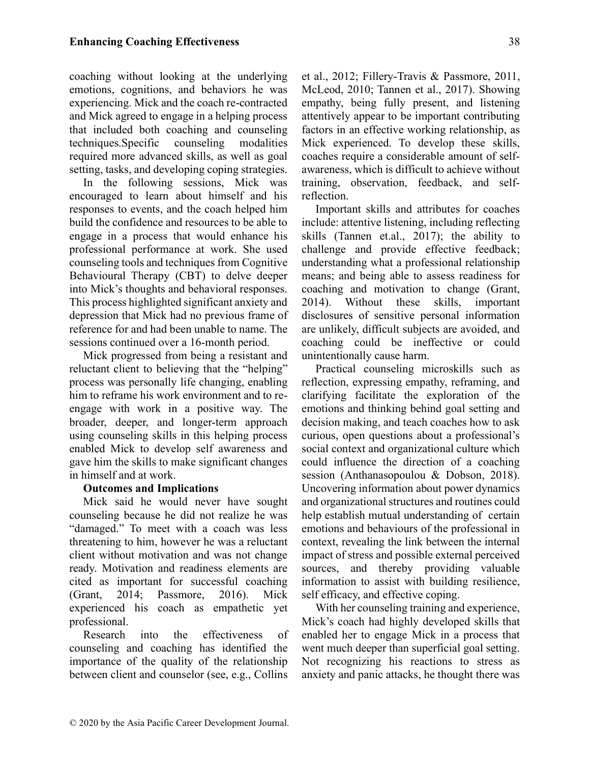coaching without looking at the underlying emotions, cognitions, and behaviors he was experiencing. Mick and the coach re-contracted and Mick agreed to engage in a helping process that included both coaching and counseling techniques.Specific counseling modalities required more advanced skills, as well as goal setting, tasks, and developing coping strategies.

In the following sessions, Mick was encouraged to learn about himself and his responses to events, and the coach helped him build the confidence and resources to be able to engage in a process that would enhance his professional performance at work. She used counseling tools and techniques from Cognitive Behavioural Therapy (CBT) to delve deeper into Mick's thoughts and behavioral responses. This process highlighted significant anxiety and depression that Mick had no previous frame of reference for and had been unable to name. The sessions continued over a 16-month period.

Mick progressed from being a resistant and reluctant client to believing that the "helping" process was personally life changing, enabling him to reframe his work environment and to re-engage with work in a positive way. The broader, deeper, and longer-term approach using counseling skills in this helping process enabled Mick to develop self awareness and gave him the skills to make significant changes in himself and at work.

**Outcomes and Implications**

Mick said he would never have sought counseling because he did not realize he was "damaged." To meet with a coach was less threatening to him, however he was a reluctant client without motivation and was not change ready. Motivation and readiness elements are cited as important for successful coaching (Grant, 2014; Passmore, 2016). Mick experienced his coach as empathetic yet professional.

Research into the effectiveness of counseling and coaching has identified the importance of the quality of the relationship between client and counselor (see, e.g., Collins et al., 2012; Fillery-Travis & Passmore, 2011, McLeod, 2010; Tannen et al., 2017). Showing empathy, being fully present, and listening attentively appear to be important contributing factors in an effective working relationship, as Mick experienced. To develop these skills, coaches require a considerable amount of self-awareness, which is difficult to achieve without training, observation, feedback, and self-reflection.

Important skills and attributes for coaches include: attentive listening, including reflecting skills (Tannen et.al., 2017); the ability to challenge and provide effective feedback; understanding what a professional relationship means; and being able to assess readiness for coaching and motivation to change (Grant, 2014). Without these skills, important disclosures of sensitive personal information are unlikely, difficult subjects are avoided, and coaching could be ineffective or could unintentionally cause harm.

Practical counseling microskills such as reflection, expressing empathy, reframing, and clarifying facilitate the exploration of the emotions and thinking behind goal setting and decision making, and teach coaches how to ask curious, open questions about a professional's social context and organizational culture which could influence the direction of a coaching session (Anthanasopoulou & Dobson, 2018). Uncovering information about power dynamics and organizational structures and routines could help establish mutual understanding of certain emotions and behaviours of the professional in context, revealing the link between the internal impact of stress and possible external perceived sources, and thereby providing valuable information to assist with building resilience, self efficacy, and effective coping.

With her counseling training and experience, Mick's coach had highly developed skills that enabled her to engage Mick in a process that went much deeper than superficial goal setting. Not recognizing his reactions to stress as anxiety and panic attacks, he thought there was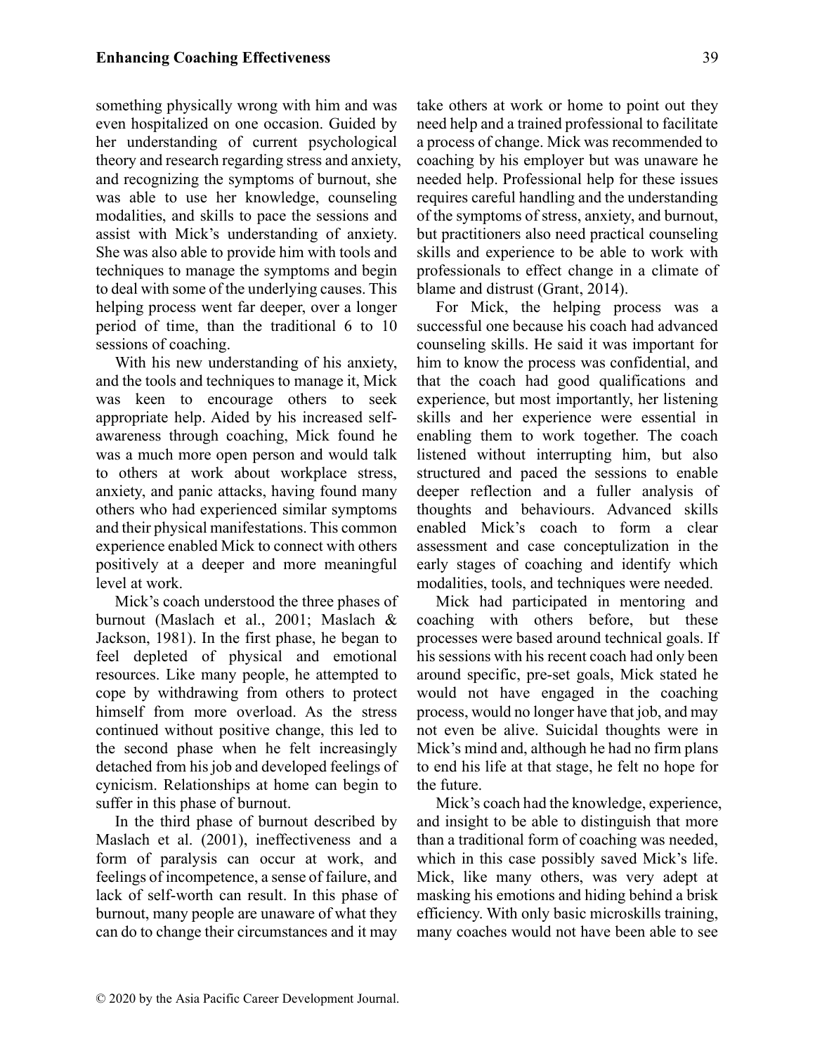something physically wrong with him and was even hospitalized on one occasion. Guided by her understanding of current psychological theory and research regarding stress and anxiety, and recognizing the symptoms of burnout, she was able to use her knowledge, counseling modalities, and skills to pace the sessions and assist with Mick's understanding of anxiety. She was also able to provide him with tools and techniques to manage the symptoms and begin to deal with some of the underlying causes. This helping process went far deeper, over a longer period of time, than the traditional 6 to 10 sessions of coaching.

With his new understanding of his anxiety, and the tools and techniques to manage it, Mick was keen to encourage others to seek appropriate help. Aided by his increased self-awareness through coaching, Mick found he was a much more open person and would talk to others at work about workplace stress, anxiety, and panic attacks, having found many others who had experienced similar symptoms and their physical manifestations. This common experience enabled Mick to connect with others positively at a deeper and more meaningful level at work.

Mick's coach understood the three phases of burnout (Maslach et al., 2001; Maslach & Jackson, 1981). In the first phase, he began to feel depleted of physical and emotional resources. Like many people, he attempted to cope by withdrawing from others to protect himself from more overload. As the stress continued without positive change, this led to the second phase when he felt increasingly detached from his job and developed feelings of cynicism. Relationships at home can begin to suffer in this phase of burnout.

In the third phase of burnout described by Maslach et al. (2001), ineffectiveness and a form of paralysis can occur at work, and feelings of incompetence, a sense of failure, and lack of self-worth can result. In this phase of burnout, many people are unaware of what they can do to change their circumstances and it may take others at work or home to point out they need help and a trained professional to facilitate a process of change. Mick was recommended to coaching by his employer but was unaware he needed help. Professional help for these issues requires careful handling and the understanding of the symptoms of stress, anxiety, and burnout, but practitioners also need practical counseling skills and experience to be able to work with professionals to effect change in a climate of blame and distrust (Grant, 2014).

For Mick, the helping process was a successful one because his coach had advanced counseling skills. He said it was important for him to know the process was confidential, and that the coach had good qualifications and experience, but most importantly, her listening skills and her experience were essential in enabling them to work together. The coach listened without interrupting him, but also structured and paced the sessions to enable deeper reflection and a fuller analysis of thoughts and behaviours. Advanced skills enabled Mick's coach to form a clear assessment and case conceptulization in the early stages of coaching and identify which modalities, tools, and techniques were needed.

Mick had participated in mentoring and coaching with others before, but these processes were based around technical goals. If his sessions with his recent coach had only been around specific, pre-set goals, Mick stated he would not have engaged in the coaching process, would no longer have that job, and may not even be alive. Suicidal thoughts were in Mick's mind and, although he had no firm plans to end his life at that stage, he felt no hope for the future.

Mick's coach had the knowledge, experience, and insight to be able to distinguish that more than a traditional form of coaching was needed, which in this case possibly saved Mick's life. Mick, like many others, was very adept at masking his emotions and hiding behind a brisk efficiency. With only basic microskills training, many coaches would not have been able to see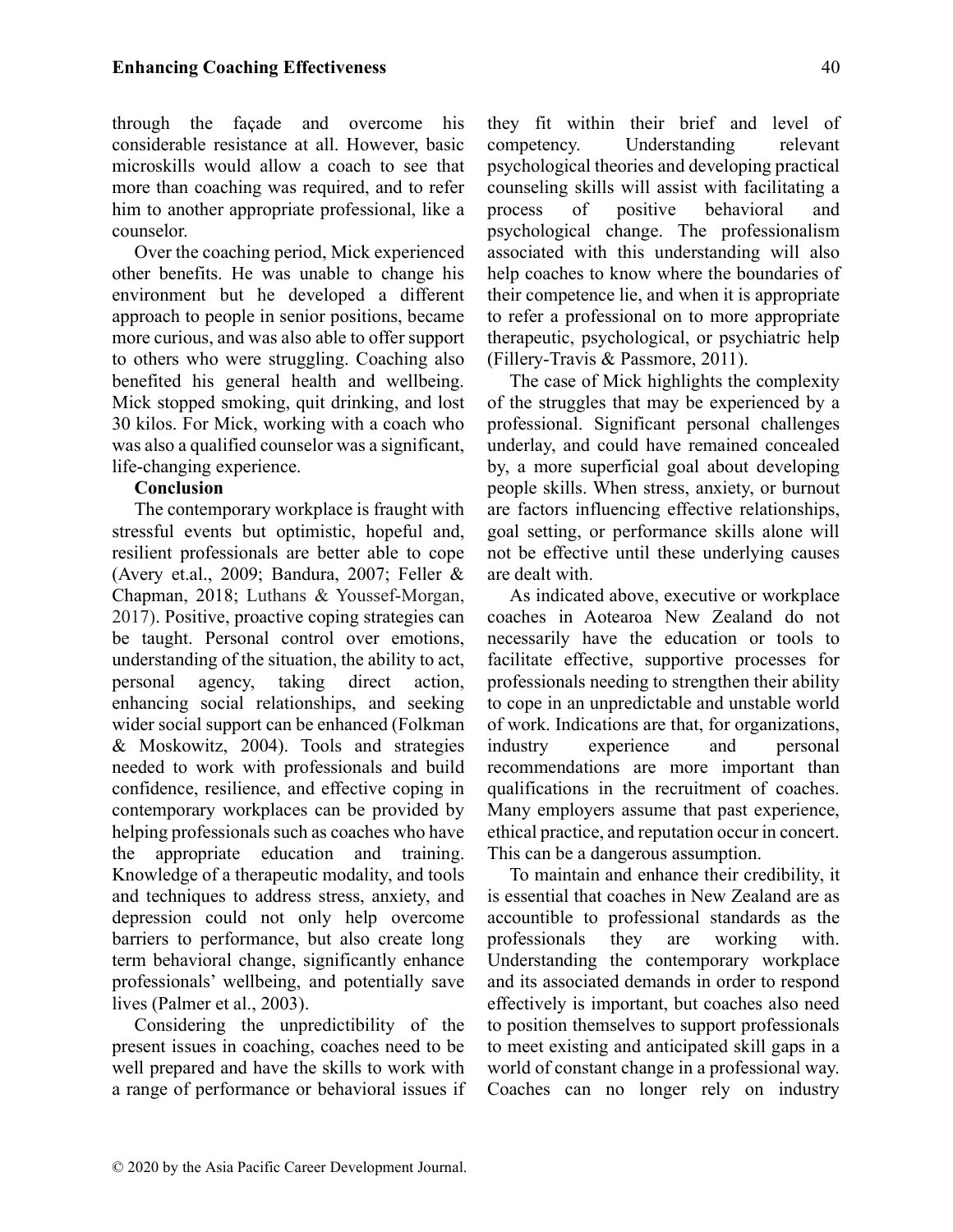through the façade and overcome his considerable resistance at all. However, basic microskills would allow a coach to see that more than coaching was required, and to refer him to another appropriate professional, like a counselor.

Over the coaching period, Mick experienced other benefits. He was unable to change his environment but he developed a different approach to people in senior positions, became more curious, and was also able to offer support to others who were struggling. Coaching also benefited his general health and wellbeing. Mick stopped smoking, quit drinking, and lost 30 kilos. For Mick, working with a coach who was also a qualified counselor was a significant, life-changing experience.

## Conclusion

The contemporary workplace is fraught with stressful events but optimistic, hopeful and, resilient professionals are better able to cope (Avery et.al., 2009; Bandura, 2007; Feller & Chapman, 2018; Luthans & Youssef-Morgan, 2017). Positive, proactive coping strategies can be taught. Personal control over emotions, understanding of the situation, the ability to act, personal agency, taking direct action, enhancing social relationships, and seeking wider social support can be enhanced (Folkman & Moskowitz, 2004). Tools and strategies needed to work with professionals and build confidence, resilience, and effective coping in contemporary workplaces can be provided by helping professionals such as coaches who have the appropriate education and training. Knowledge of a therapeutic modality, and tools and techniques to address stress, anxiety, and depression could not only help overcome barriers to performance, but also create long term behavioral change, significantly enhance professionals' wellbeing, and potentially save lives (Palmer et al., 2003).

Considering the unpredictibility of the present issues in coaching, coaches need to be well prepared and have the skills to work with a range of performance or behavioral issues if they fit within their brief and level of competency. Understanding relevant psychological theories and developing practical counseling skills will assist with facilitating a process of positive behavioral and psychological change. The professionalism associated with this understanding will also help coaches to know where the boundaries of their competence lie, and when it is appropriate to refer a professional on to more appropriate therapeutic, psychological, or psychiatric help (Fillery-Travis & Passmore, 2011).

The case of Mick highlights the complexity of the struggles that may be experienced by a professional. Significant personal challenges underlay, and could have remained concealed by, a more superficial goal about developing people skills. When stress, anxiety, or burnout are factors influencing effective relationships, goal setting, or performance skills alone will not be effective until these underlying causes are dealt with.

As indicated above, executive or workplace coaches in Aotearoa New Zealand do not necessarily have the education or tools to facilitate effective, supportive processes for professionals needing to strengthen their ability to cope in an unpredictable and unstable world of work. Indications are that, for organizations, industry experience and personal recommendations are more important than qualifications in the recruitment of coaches. Many employers assume that past experience, ethical practice, and reputation occur in concert. This can be a dangerous assumption.

To maintain and enhance their credibility, it is essential that coaches in New Zealand are as accountible to professional standards as the professionals they are working with. Understanding the contemporary workplace and its associated demands in order to respond effectively is important, but coaches also need to position themselves to support professionals to meet existing and anticipated skill gaps in a world of constant change in a professional way. Coaches can no longer rely on industry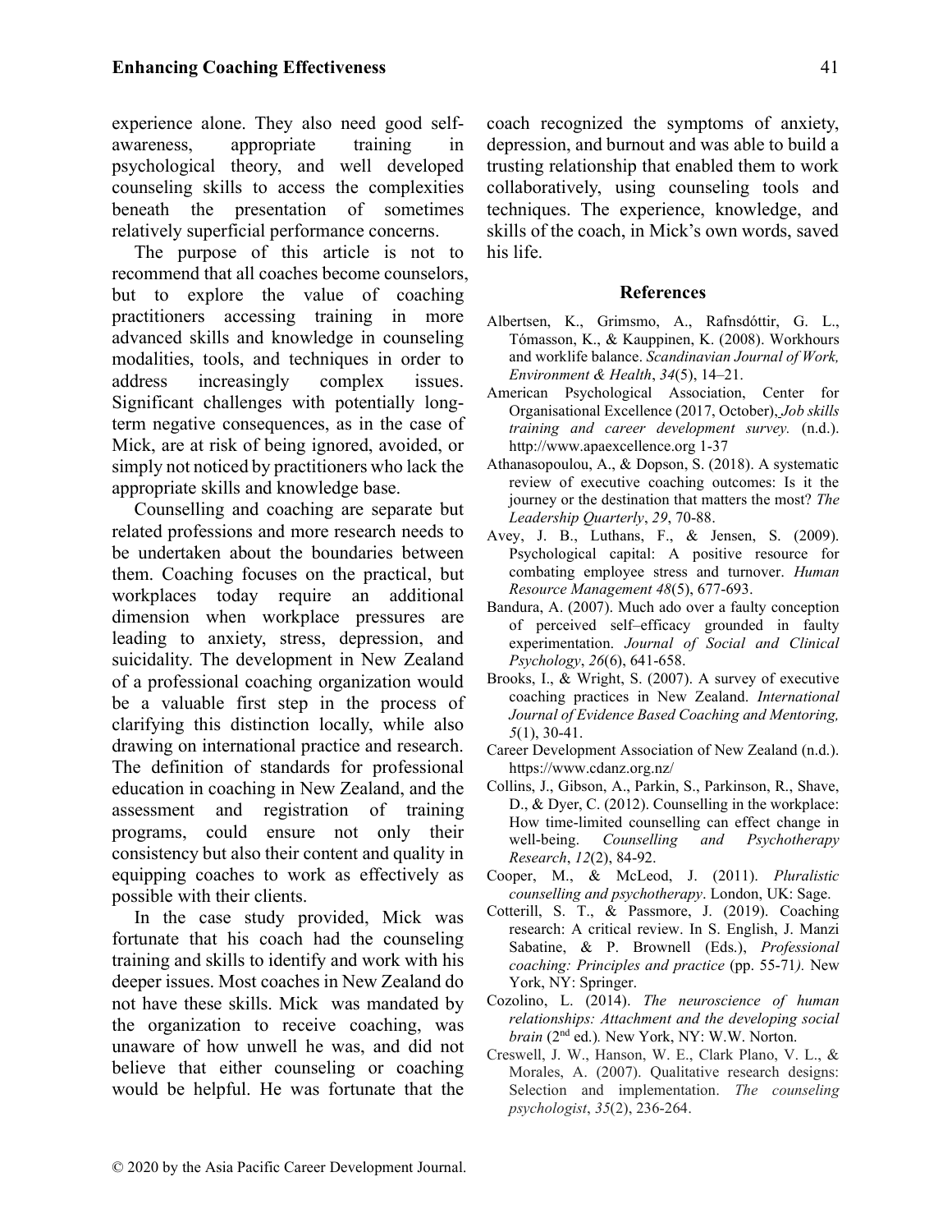experience alone. They also need good self-awareness, appropriate training in psychological theory, and well developed counseling skills to access the complexities beneath the presentation of sometimes relatively superficial performance concerns.

The purpose of this article is not to recommend that all coaches become counselors, but to explore the value of coaching practitioners accessing training in more advanced skills and knowledge in counseling modalities, tools, and techniques in order to address increasingly complex issues. Significant challenges with potentially long-term negative consequences, as in the case of Mick, are at risk of being ignored, avoided, or simply not noticed by practitioners who lack the appropriate skills and knowledge base.

Counselling and coaching are separate but related professions and more research needs to be undertaken about the boundaries between them. Coaching focuses on the practical, but workplaces today require an additional dimension when workplace pressures are leading to anxiety, stress, depression, and suicidality. The development in New Zealand of a professional coaching organization would be a valuable first step in the process of clarifying this distinction locally, while also drawing on international practice and research. The definition of standards for professional education in coaching in New Zealand, and the assessment and registration of training programs, could ensure not only their consistency but also their content and quality in equipping coaches to work as effectively as possible with their clients.

In the case study provided, Mick was fortunate that his coach had the counseling training and skills to identify and work with his deeper issues. Most coaches in New Zealand do not have these skills. Mick was mandated by the organization to receive coaching, was unaware of how unwell he was, and did not believe that either counseling or coaching would be helpful. He was fortunate that the coach recognized the symptoms of anxiety, depression, and burnout and was able to build a trusting relationship that enabled them to work collaboratively, using counseling tools and techniques. The experience, knowledge, and skills of the coach, in Mick's own words, saved his life.

## References

Albertsen, K., Grimsmo, A., Rafnsdóttir, G. L., Tómasson, K., & Kauppinen, K. (2008). Workhours and worklife balance. *Scandinavian Journal of Work, Environment & Health*, *34*(5), 14–21.

American Psychological Association, Center for Organisational Excellence (2017, October), *Job skills training and career development survey.* (n.d.). http://www.apaexcellence.org 1-37

Athanasopoulou, A., & Dopson, S. (2018). A systematic review of executive coaching outcomes: Is it the journey or the destination that matters the most? *The Leadership Quarterly*, *29*, 70-88.

Avey, J. B., Luthans, F., & Jensen, S. (2009). Psychological capital: A positive resource for combating employee stress and turnover. *Human Resource Management 48*(5), 677-693.

Bandura, A. (2007). Much ado over a faulty conception of perceived self–efficacy grounded in faulty experimentation. *Journal of Social and Clinical Psychology*, *26*(6), 641-658.

Brooks, I., & Wright, S. (2007). A survey of executive coaching practices in New Zealand. *International Journal of Evidence Based Coaching and Mentoring, 5*(1), 30-41.

Career Development Association of New Zealand (n.d.). https://www.cdanz.org.nz/

Collins, J., Gibson, A., Parkin, S., Parkinson, R., Shave, D., & Dyer, C. (2012). Counselling in the workplace: How time-limited counselling can effect change in well-being. *Counselling and Psychotherapy Research*, *12*(2), 84-92.

Cooper, M., & McLeod, J. (2011). *Pluralistic counselling and psychotherapy*. London, UK: Sage.

Cotterill, S. T., & Passmore, J. (2019). Coaching research: A critical review. In S. English, J. Manzi Sabatine, & P. Brownell (Eds.), *Professional coaching: Principles and practice* (pp. 55-71*).* New York, NY: Springer.

Cozolino, L. (2014). *The neuroscience of human relationships: Attachment and the developing social brain* (2nd ed.)*.* New York, NY: W.W. Norton.

Creswell, J. W., Hanson, W. E., Clark Plano, V. L., & Morales, A. (2007). Qualitative research designs: Selection and implementation. *The counseling psychologist*, *35*(2), 236-264.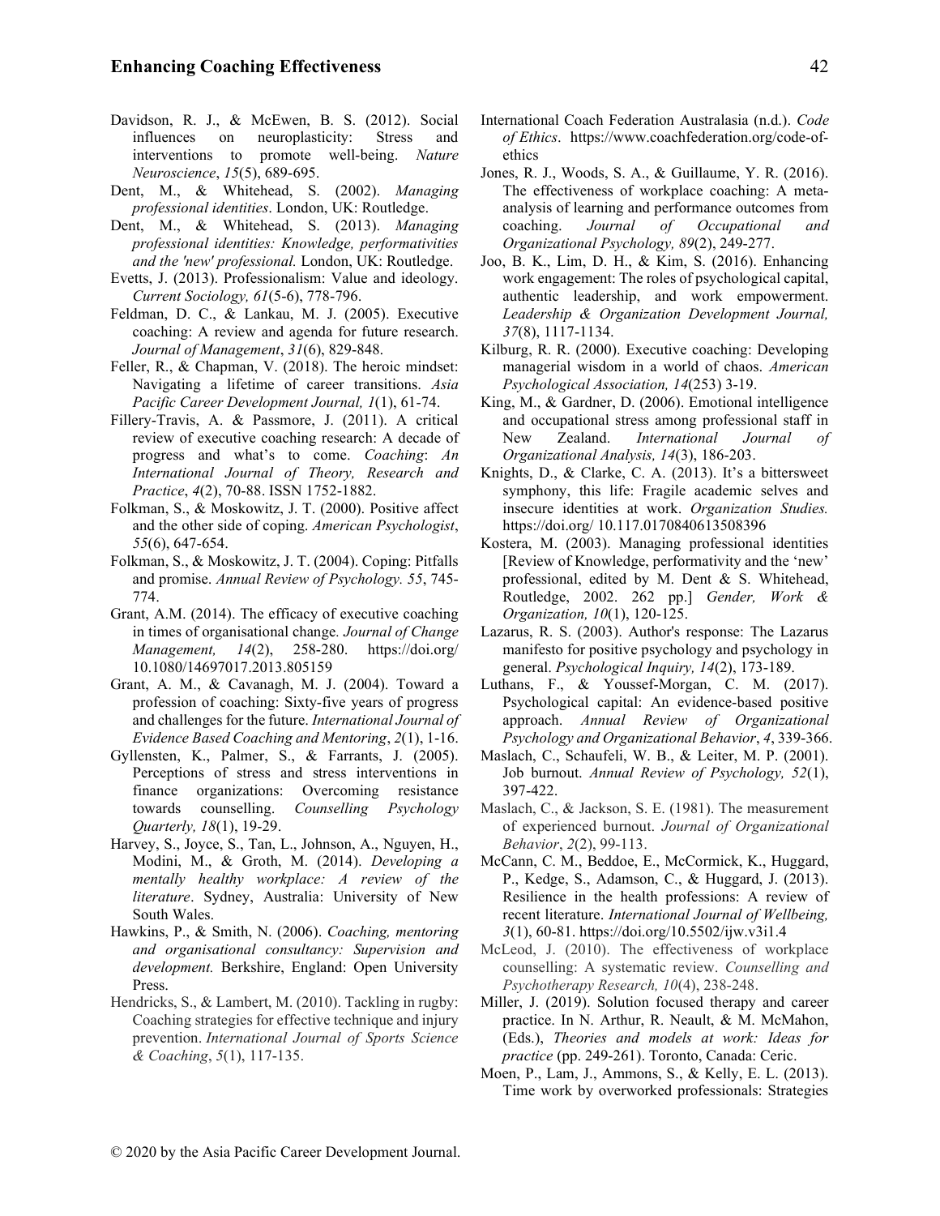Davidson, R. J., & McEwen, B. S. (2012). Social influences on neuroplasticity: Stress and interventions to promote well-being. *Nature Neuroscience*, *15*(5), 689-695.

Dent, M., & Whitehead, S. (2002). *Managing professional identities*. London, UK: Routledge.

Dent, M., & Whitehead, S. (2013). *Managing professional identities: Knowledge, performativities and the 'new' professional.* London, UK: Routledge.

Evetts, J. (2013). Professionalism: Value and ideology. *Current Sociology, 61*(5-6), 778-796.

Feldman, D. C., & Lankau, M. J. (2005). Executive coaching: A review and agenda for future research. *Journal of Management*, *31*(6), 829-848.

Feller, R., & Chapman, V. (2018). The heroic mindset: Navigating a lifetime of career transitions. *Asia Pacific Career Development Journal, 1*(1), 61-74.

Fillery-Travis, A. & Passmore, J. (2011). A critical review of executive coaching research: A decade of progress and what's to come. *Coaching*: *An International Journal of Theory, Research and Practice*, *4*(2), 70-88. ISSN 1752-1882.

Folkman, S., & Moskowitz, J. T. (2000). Positive affect and the other side of coping. *American Psychologist*, *55*(6), 647-654.

Folkman, S., & Moskowitz, J. T. (2004). Coping: Pitfalls and promise. *Annual Review of Psychology. 55*, 745-774.

Grant, A.M. (2014). The efficacy of executive coaching in times of organisational change. *Journal of Change Management, 14*(2), 258-280. https://doi.org/10.1080/14697017.2013.805159

Grant, A. M., & Cavanagh, M. J. (2004). Toward a profession of coaching: Sixty-five years of progress and challenges for the future. *International Journal of Evidence Based Coaching and Mentoring*, *2*(1), 1-16.

Gyllensten, K., Palmer, S., & Farrants, J. (2005). Perceptions of stress and stress interventions in finance organizations: Overcoming resistance towards counselling. *Counselling Psychology Quarterly, 18*(1), 19-29.

Harvey, S., Joyce, S., Tan, L., Johnson, A., Nguyen, H., Modini, M., & Groth, M. (2014). *Developing a mentally healthy workplace: A review of the literature*. Sydney, Australia: University of New South Wales.

Hawkins, P., & Smith, N. (2006). *Coaching, mentoring and organisational consultancy: Supervision and development.* Berkshire, England: Open University Press.

Hendricks, S., & Lambert, M. (2010). Tackling in rugby: Coaching strategies for effective technique and injury prevention. *International Journal of Sports Science & Coaching*, *5*(1), 117-135.

International Coach Federation Australasia (n.d.). *Code of Ethics*. https://www.coachfederation.org/code-of-ethics

Jones, R. J., Woods, S. A., & Guillaume, Y. R. (2016). The effectiveness of workplace coaching: A meta-analysis of learning and performance outcomes from coaching. *Journal of Occupational and Organizational Psychology, 89*(2), 249-277.

Joo, B. K., Lim, D. H., & Kim, S. (2016). Enhancing work engagement: The roles of psychological capital, authentic leadership, and work empowerment. *Leadership & Organization Development Journal, 37*(8), 1117-1134.

Kilburg, R. R. (2000). Executive coaching: Developing managerial wisdom in a world of chaos. *American Psychological Association, 14*(253) 3-19.

King, M., & Gardner, D. (2006). Emotional intelligence and occupational stress among professional staff in New Zealand. *International Journal of Organizational Analysis, 14*(3), 186-203.

Knights, D., & Clarke, C. A. (2013). It's a bittersweet symphony, this life: Fragile academic selves and insecure identities at work. *Organization Studies.* https://doi.org/ 10.117.0170840613508396

Kostera, M. (2003). Managing professional identities [Review of Knowledge, performativity and the 'new' professional, edited by M. Dent & S. Whitehead, Routledge, 2002. 262 pp.] *Gender, Work & Organization, 10*(1), 120-125.

Lazarus, R. S. (2003). Author's response: The Lazarus manifesto for positive psychology and psychology in general. *Psychological Inquiry, 14*(2), 173-189.

Luthans, F., & Youssef-Morgan, C. M. (2017). Psychological capital: An evidence-based positive approach. *Annual Review of Organizational Psychology and Organizational Behavior*, *4*, 339-366.

Maslach, C., Schaufeli, W. B., & Leiter, M. P. (2001). Job burnout. *Annual Review of Psychology, 52*(1), 397-422.

Maslach, C., & Jackson, S. E. (1981). The measurement of experienced burnout. *Journal of Organizational Behavior*, *2*(2), 99-113.

McCann, C. M., Beddoe, E., McCormick, K., Huggard, P., Kedge, S., Adamson, C., & Huggard, J. (2013). Resilience in the health professions: A review of recent literature. *International Journal of Wellbeing, 3*(1), 60-81. https://doi.org/10.5502/ijw.v3i1.4

McLeod, J. (2010). The effectiveness of workplace counselling: A systematic review. *Counselling and Psychotherapy Research, 10*(4), 238-248.

Miller, J. (2019). Solution focused therapy and career practice. In N. Arthur, R. Neault, & M. McMahon, (Eds.), *Theories and models at work: Ideas for practice* (pp. 249-261). Toronto, Canada: Ceric.

Moen, P., Lam, J., Ammons, S., & Kelly, E. L. (2013). Time work by overworked professionals: Strategies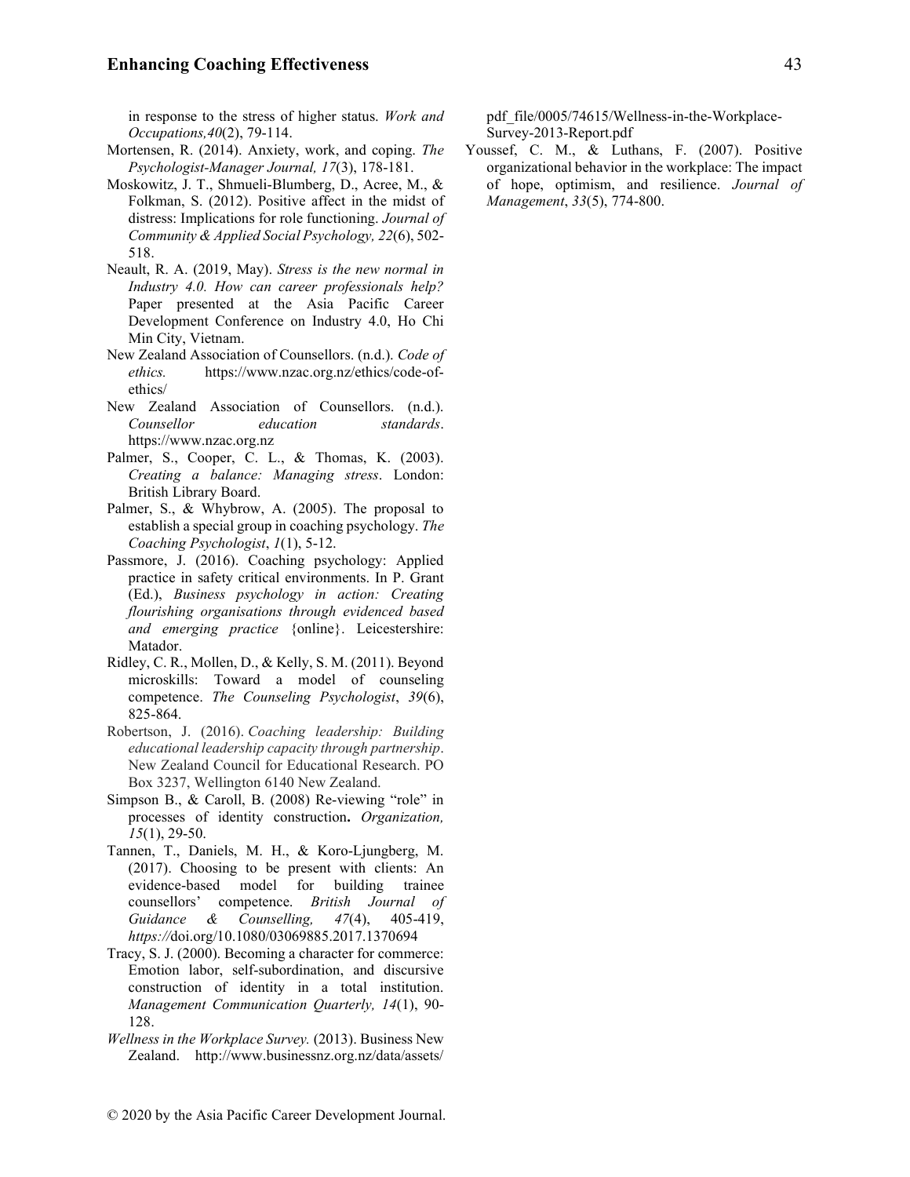in response to the stress of higher status. *Work and Occupations,40*(2), 79-114.

Mortensen, R. (2014). Anxiety, work, and coping. *The Psychologist-Manager Journal, 17*(3), 178-181.

Moskowitz, J. T., Shmueli-Blumberg, D., Acree, M., & Folkman, S. (2012). Positive affect in the midst of distress: Implications for role functioning. *Journal of Community & Applied Social Psychology, 22*(6), 502-518.

Neault, R. A. (2019, May). *Stress is the new normal in Industry 4.0. How can career professionals help?* Paper presented at the Asia Pacific Career Development Conference on Industry 4.0, Ho Chi Min City, Vietnam.

New Zealand Association of Counsellors. (n.d.). *Code of ethics.* https://www.nzac.org.nz/ethics/code-of-ethics/

New Zealand Association of Counsellors. (n.d.). *Counsellor education standards*. https://www.nzac.org.nz

Palmer, S., Cooper, C. L., & Thomas, K. (2003). *Creating a balance: Managing stress*. London: British Library Board.

Palmer, S., & Whybrow, A. (2005). The proposal to establish a special group in coaching psychology. *The Coaching Psychologist*, *1*(1), 5-12.

Passmore, J. (2016). Coaching psychology: Applied practice in safety critical environments. In P. Grant (Ed.), *Business psychology in action: Creating flourishing organisations through evidenced based and emerging practice* {online}. Leicestershire: Matador.

Ridley, C. R., Mollen, D., & Kelly, S. M. (2011). Beyond microskills: Toward a model of counseling competence. *The Counseling Psychologist*, *39*(6), 825-864.

Robertson, J. (2016). *Coaching leadership: Building educational leadership capacity through partnership*. New Zealand Council for Educational Research. PO Box 3237, Wellington 6140 New Zealand.

Simpson B., & Caroll, B. (2008) Re-viewing "role" in processes of identity construction**.** *Organization, 15*(1), 29-50.

Tannen, T., Daniels, M. H., & Koro-Ljungberg, M. (2017). Choosing to be present with clients: An evidence-based model for building trainee counsellors' competence. *British Journal of Guidance & Counselling, 47*(4), 405-419, *https://*doi.org/10.1080/03069885.2017.1370694

Tracy, S. J. (2000). Becoming a character for commerce: Emotion labor, self-subordination, and discursive construction of identity in a total institution. *Management Communication Quarterly, 14*(1), 90-128.

*Wellness in the Workplace Survey.* (2013). Business New Zealand. http://www.businessnz.org.nz/data/assets/pdf_file/0005/74615/Wellness-in-the-Workplace-Survey-2013-Report.pdf

Youssef, C. M., & Luthans, F. (2007). Positive organizational behavior in the workplace: The impact of hope, optimism, and resilience. *Journal of Management*, *33*(5), 774-800.

© 2020 by the Asia Pacific Career Development Journal.